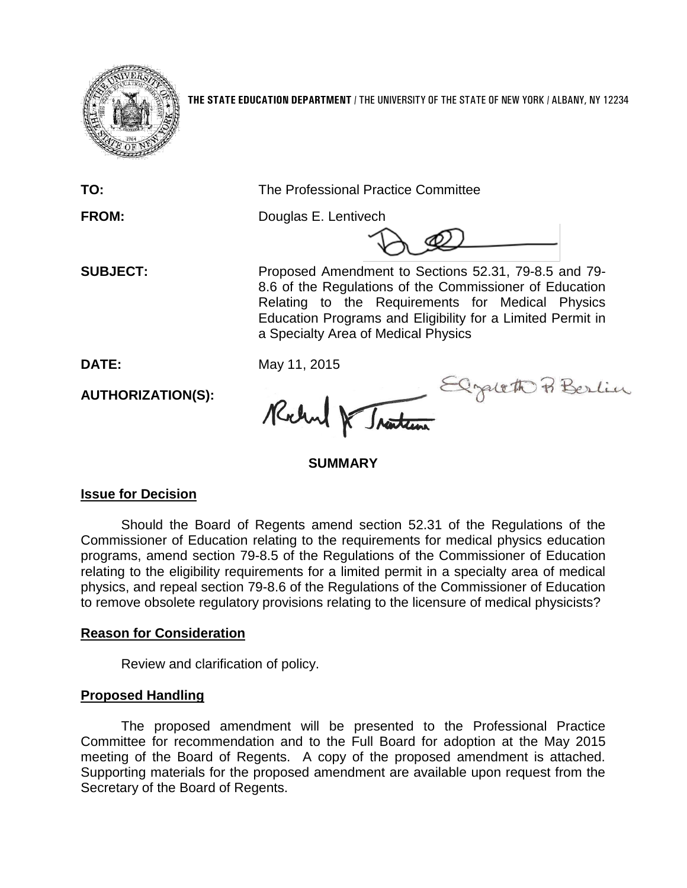**THE STATE EDUCATION DEPARTMENT** / THE UNIVERSITY OF THE STATE OF NEW YORK / ALBANY, NY 12234

**TO:** The Professional Practice Committee

**FROM:** Douglas E. Lentivech

**SUBJECT:** Proposed Amendment to Sections 52.31, 79-8.5 and 79-8.6 of the Regulations of the Commissioner of Education Relating to the Requirements for Medical Physics Education Programs and Eligibility for a Limited Permit in a Specialty Area of Medical Physics

**DATE:** May 11, 2015

**AUTHORIZATION(S):**

## SUMMARY

### Issue for Decision

Should the Board of Regents amend section 52.31 of the Regulations of the Commissioner of Education relating to the requirements for medical physics education programs, amend section 79-8.5 of the Regulations of the Commissioner of Education relating to the eligibility requirements for a limited permit in a specialty area of medical physics, and repeal section 79-8.6 of the Regulations of the Commissioner of Education to remove obsolete regulatory provisions relating to the licensure of medical physicists?

### Reason for Consideration

Review and clarification of policy.

### Proposed Handling

The proposed amendment will be presented to the Professional Practice Committee for recommendation and to the Full Board for adoption at the May 2015 meeting of the Board of Regents. A copy of the proposed amendment is attached. Supporting materials for the proposed amendment are available upon request from the Secretary of the Board of Regents.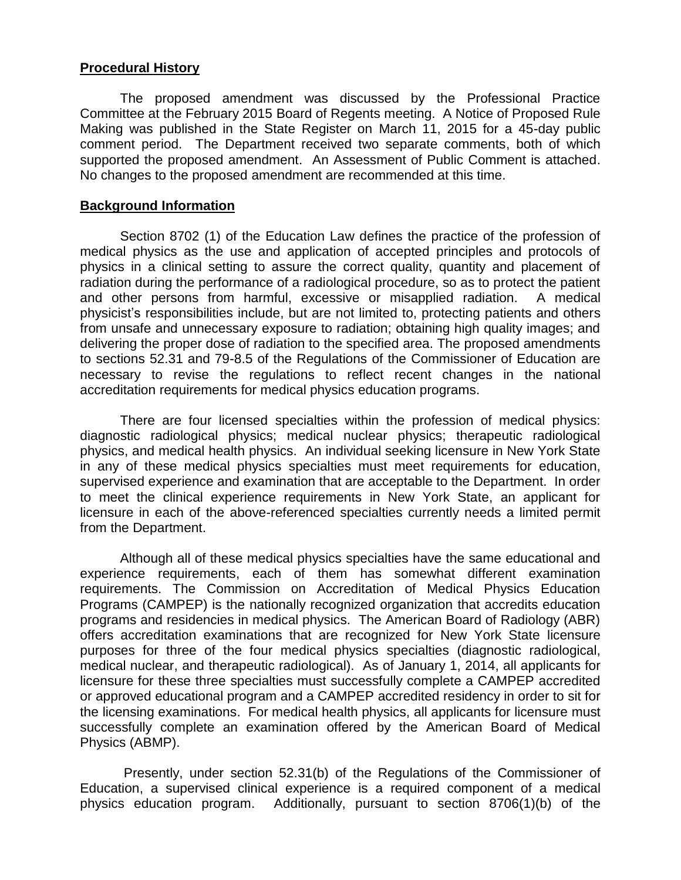**Procedural History**

The proposed amendment was discussed by the Professional Practice Committee at the February 2015 Board of Regents meeting. A Notice of Proposed Rule Making was published in the State Register on March 11, 2015 for a 45-day public comment period. The Department received two separate comments, both of which supported the proposed amendment. An Assessment of Public Comment is attached. No changes to the proposed amendment are recommended at this time.

**Background Information**

Section 8702 (1) of the Education Law defines the practice of the profession of medical physics as the use and application of accepted principles and protocols of physics in a clinical setting to assure the correct quality, quantity and placement of radiation during the performance of a radiological procedure, so as to protect the patient and other persons from harmful, excessive or misapplied radiation. A medical physicist's responsibilities include, but are not limited to, protecting patients and others from unsafe and unnecessary exposure to radiation; obtaining high quality images; and delivering the proper dose of radiation to the specified area. The proposed amendments to sections 52.31 and 79-8.5 of the Regulations of the Commissioner of Education are necessary to revise the regulations to reflect recent changes in the national accreditation requirements for medical physics education programs.

There are four licensed specialties within the profession of medical physics: diagnostic radiological physics; medical nuclear physics; therapeutic radiological physics, and medical health physics. An individual seeking licensure in New York State in any of these medical physics specialties must meet requirements for education, supervised experience and examination that are acceptable to the Department. In order to meet the clinical experience requirements in New York State, an applicant for licensure in each of the above-referenced specialties currently needs a limited permit from the Department.

Although all of these medical physics specialties have the same educational and experience requirements, each of them has somewhat different examination requirements. The Commission on Accreditation of Medical Physics Education Programs (CAMPEP) is the nationally recognized organization that accredits education programs and residencies in medical physics. The American Board of Radiology (ABR) offers accreditation examinations that are recognized for New York State licensure purposes for three of the four medical physics specialties (diagnostic radiological, medical nuclear, and therapeutic radiological). As of January 1, 2014, all applicants for licensure for these three specialties must successfully complete a CAMPEP accredited or approved educational program and a CAMPEP accredited residency in order to sit for the licensing examinations. For medical health physics, all applicants for licensure must successfully complete an examination offered by the American Board of Medical Physics (ABMP).

Presently, under section 52.31(b) of the Regulations of the Commissioner of Education, a supervised clinical experience is a required component of a medical physics education program. Additionally, pursuant to section 8706(1)(b) of the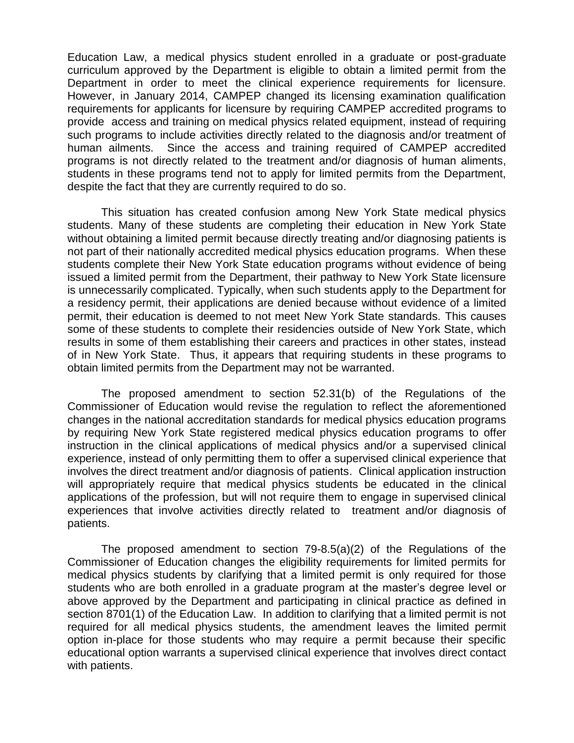Education Law, a medical physics student enrolled in a graduate or post-graduate curriculum approved by the Department is eligible to obtain a limited permit from the Department in order to meet the clinical experience requirements for licensure. However, in January 2014, CAMPEP changed its licensing examination qualification requirements for applicants for licensure by requiring CAMPEP accredited programs to provide access and training on medical physics related equipment, instead of requiring such programs to include activities directly related to the diagnosis and/or treatment of human ailments. Since the access and training required of CAMPEP accredited programs is not directly related to the treatment and/or diagnosis of human aliments, students in these programs tend not to apply for limited permits from the Department, despite the fact that they are currently required to do so.

This situation has created confusion among New York State medical physics students. Many of these students are completing their education in New York State without obtaining a limited permit because directly treating and/or diagnosing patients is not part of their nationally accredited medical physics education programs. When these students complete their New York State education programs without evidence of being issued a limited permit from the Department, their pathway to New York State licensure is unnecessarily complicated. Typically, when such students apply to the Department for a residency permit, their applications are denied because without evidence of a limited permit, their education is deemed to not meet New York State standards. This causes some of these students to complete their residencies outside of New York State, which results in some of them establishing their careers and practices in other states, instead of in New York State. Thus, it appears that requiring students in these programs to obtain limited permits from the Department may not be warranted.

The proposed amendment to section 52.31(b) of the Regulations of the Commissioner of Education would revise the regulation to reflect the aforementioned changes in the national accreditation standards for medical physics education programs by requiring New York State registered medical physics education programs to offer instruction in the clinical applications of medical physics and/or a supervised clinical experience, instead of only permitting them to offer a supervised clinical experience that involves the direct treatment and/or diagnosis of patients. Clinical application instruction will appropriately require that medical physics students be educated in the clinical applications of the profession, but will not require them to engage in supervised clinical experiences that involve activities directly related to treatment and/or diagnosis of patients.

The proposed amendment to section 79-8.5(a)(2) of the Regulations of the Commissioner of Education changes the eligibility requirements for limited permits for medical physics students by clarifying that a limited permit is only required for those students who are both enrolled in a graduate program at the master's degree level or above approved by the Department and participating in clinical practice as defined in section 8701(1) of the Education Law. In addition to clarifying that a limited permit is not required for all medical physics students, the amendment leaves the limited permit option in-place for those students who may require a permit because their specific educational option warrants a supervised clinical experience that involves direct contact with patients.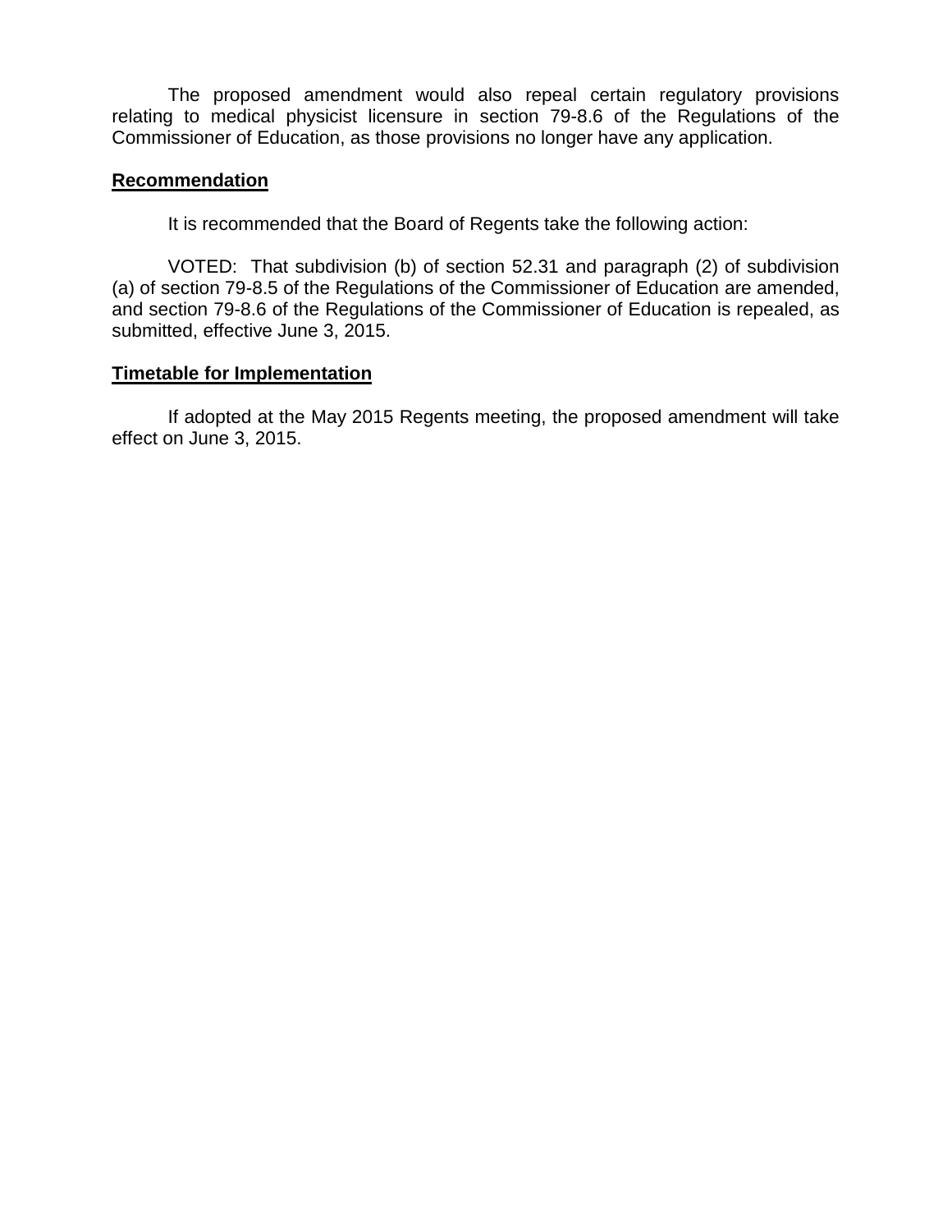The proposed amendment would also repeal certain regulatory provisions relating to medical physicist licensure in section 79-8.6 of the Regulations of the Commissioner of Education, as those provisions no longer have any application.

## **Recommendation**

It is recommended that the Board of Regents take the following action:

VOTED: That subdivision (b) of section 52.31 and paragraph (2) of subdivision (a) of section 79-8.5 of the Regulations of the Commissioner of Education are amended, and section 79-8.6 of the Regulations of the Commissioner of Education is repealed, as submitted, effective June 3, 2015.

## **Timetable for Implementation**

If adopted at the May 2015 Regents meeting, the proposed amendment will take effect on June 3, 2015.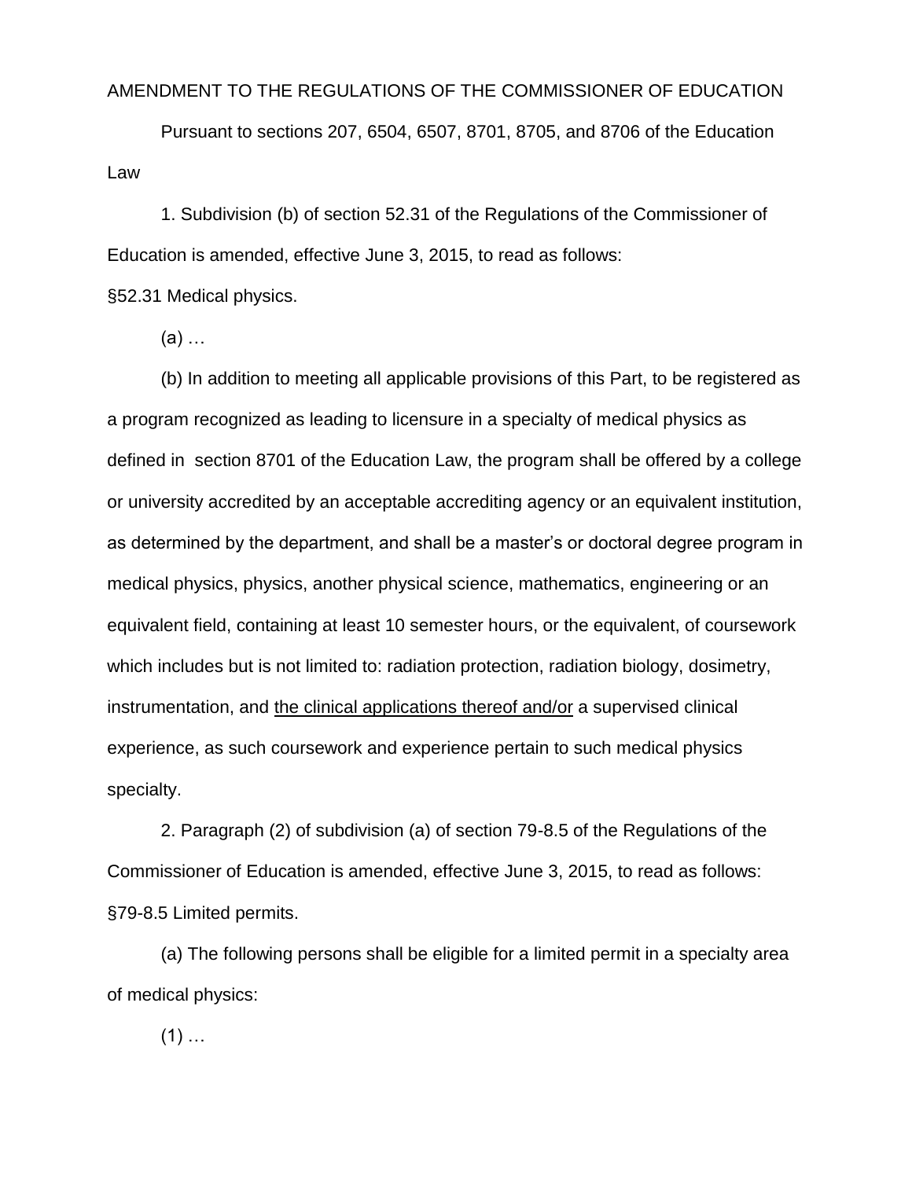AMENDMENT TO THE REGULATIONS OF THE COMMISSIONER OF EDUCATION

Pursuant to sections 207, 6504, 6507, 8701, 8705, and 8706 of the Education Law

1. Subdivision (b) of section 52.31 of the Regulations of the Commissioner of Education is amended, effective June 3, 2015, to read as follows:

§52.31 Medical physics.

(a) …

(b) In addition to meeting all applicable provisions of this Part, to be registered as a program recognized as leading to licensure in a specialty of medical physics as defined in section 8701 of the Education Law, the program shall be offered by a college or university accredited by an acceptable accrediting agency or an equivalent institution, as determined by the department, and shall be a master's or doctoral degree program in medical physics, physics, another physical science, mathematics, engineering or an equivalent field, containing at least 10 semester hours, or the equivalent, of coursework which includes but is not limited to: radiation protection, radiation biology, dosimetry, instrumentation, and <u>the clinical applications thereof and/or</u> a supervised clinical experience, as such coursework and experience pertain to such medical physics specialty.

2. Paragraph (2) of subdivision (a) of section 79-8.5 of the Regulations of the Commissioner of Education is amended, effective June 3, 2015, to read as follows:

§79-8.5 Limited permits.

(a) The following persons shall be eligible for a limited permit in a specialty area of medical physics:

(1) …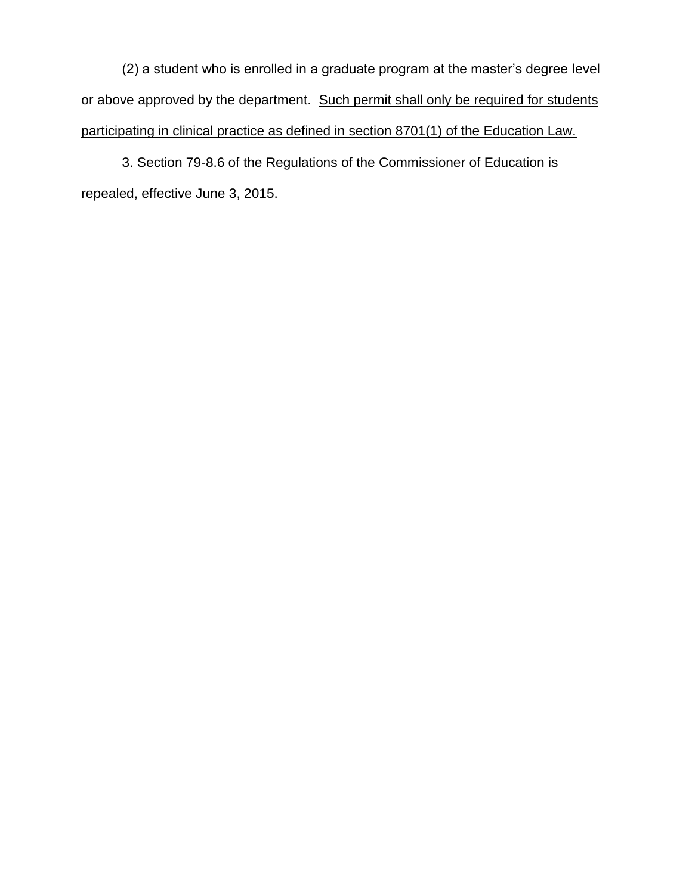(2) a student who is enrolled in a graduate program at the master's degree level or above approved by the department. <u>Such permit shall only be required for students participating in clinical practice as defined in section 8701(1) of the Education Law.</u>

3. Section 79-8.6 of the Regulations of the Commissioner of Education is repealed, effective June 3, 2015.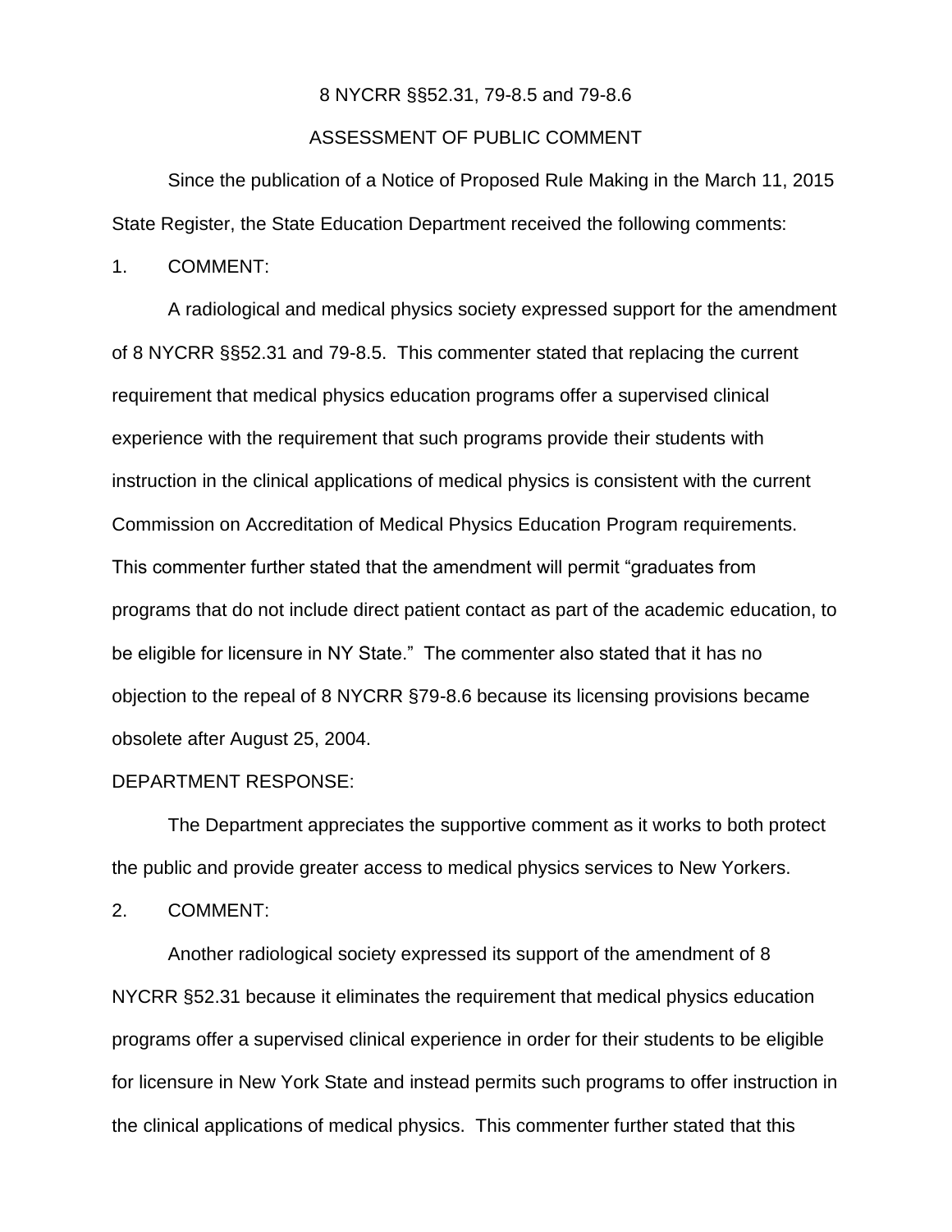8 NYCRR §§52.31, 79-8.5 and 79-8.6

ASSESSMENT OF PUBLIC COMMENT

Since the publication of a Notice of Proposed Rule Making in the March 11, 2015 State Register, the State Education Department received the following comments:

1. COMMENT:

A radiological and medical physics society expressed support for the amendment of 8 NYCRR §§52.31 and 79-8.5. This commenter stated that replacing the current requirement that medical physics education programs offer a supervised clinical experience with the requirement that such programs provide their students with instruction in the clinical applications of medical physics is consistent with the current Commission on Accreditation of Medical Physics Education Program requirements. This commenter further stated that the amendment will permit "graduates from programs that do not include direct patient contact as part of the academic education, to be eligible for licensure in NY State." The commenter also stated that it has no objection to the repeal of 8 NYCRR §79-8.6 because its licensing provisions became obsolete after August 25, 2004.

DEPARTMENT RESPONSE:

The Department appreciates the supportive comment as it works to both protect the public and provide greater access to medical physics services to New Yorkers.

2. COMMENT:

Another radiological society expressed its support of the amendment of 8 NYCRR §52.31 because it eliminates the requirement that medical physics education programs offer a supervised clinical experience in order for their students to be eligible for licensure in New York State and instead permits such programs to offer instruction in the clinical applications of medical physics. This commenter further stated that this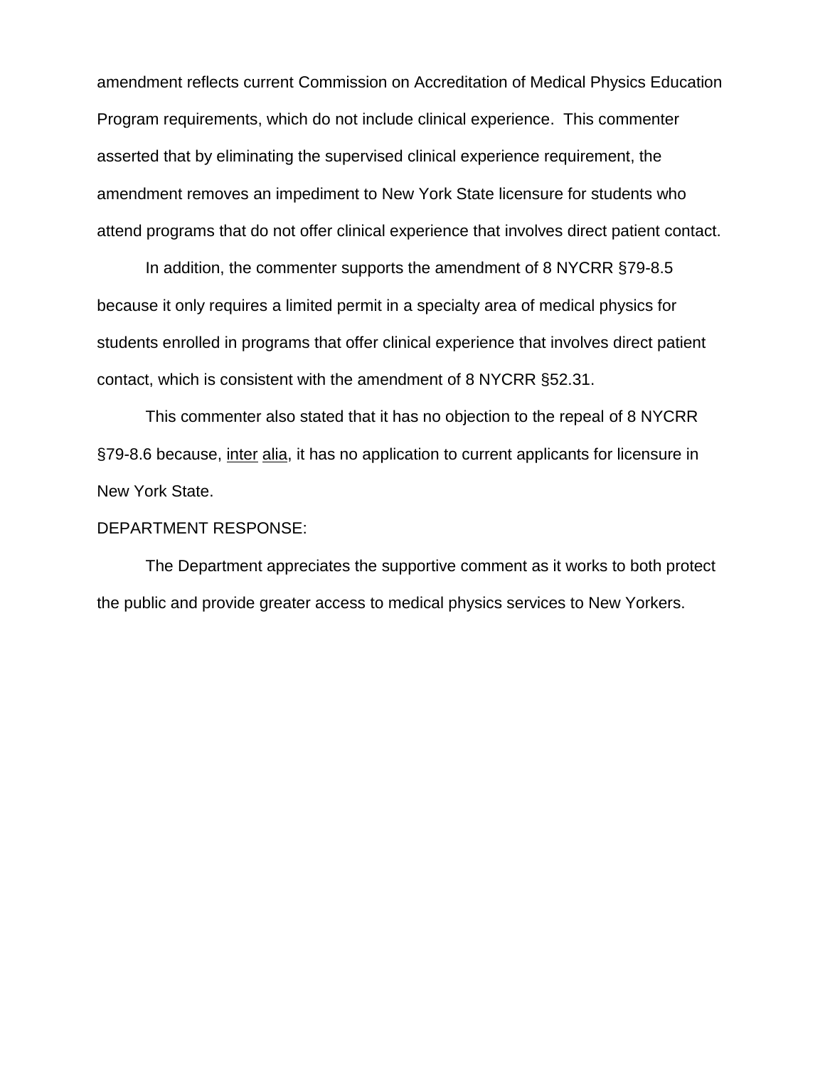amendment reflects current Commission on Accreditation of Medical Physics Education Program requirements, which do not include clinical experience. This commenter asserted that by eliminating the supervised clinical experience requirement, the amendment removes an impediment to New York State licensure for students who attend programs that do not offer clinical experience that involves direct patient contact.

In addition, the commenter supports the amendment of 8 NYCRR §79-8.5 because it only requires a limited permit in a specialty area of medical physics for students enrolled in programs that offer clinical experience that involves direct patient contact, which is consistent with the amendment of 8 NYCRR §52.31.

This commenter also stated that it has no objection to the repeal of 8 NYCRR §79-8.6 because, inter alia, it has no application to current applicants for licensure in New York State.

DEPARTMENT RESPONSE:

The Department appreciates the supportive comment as it works to both protect the public and provide greater access to medical physics services to New Yorkers.